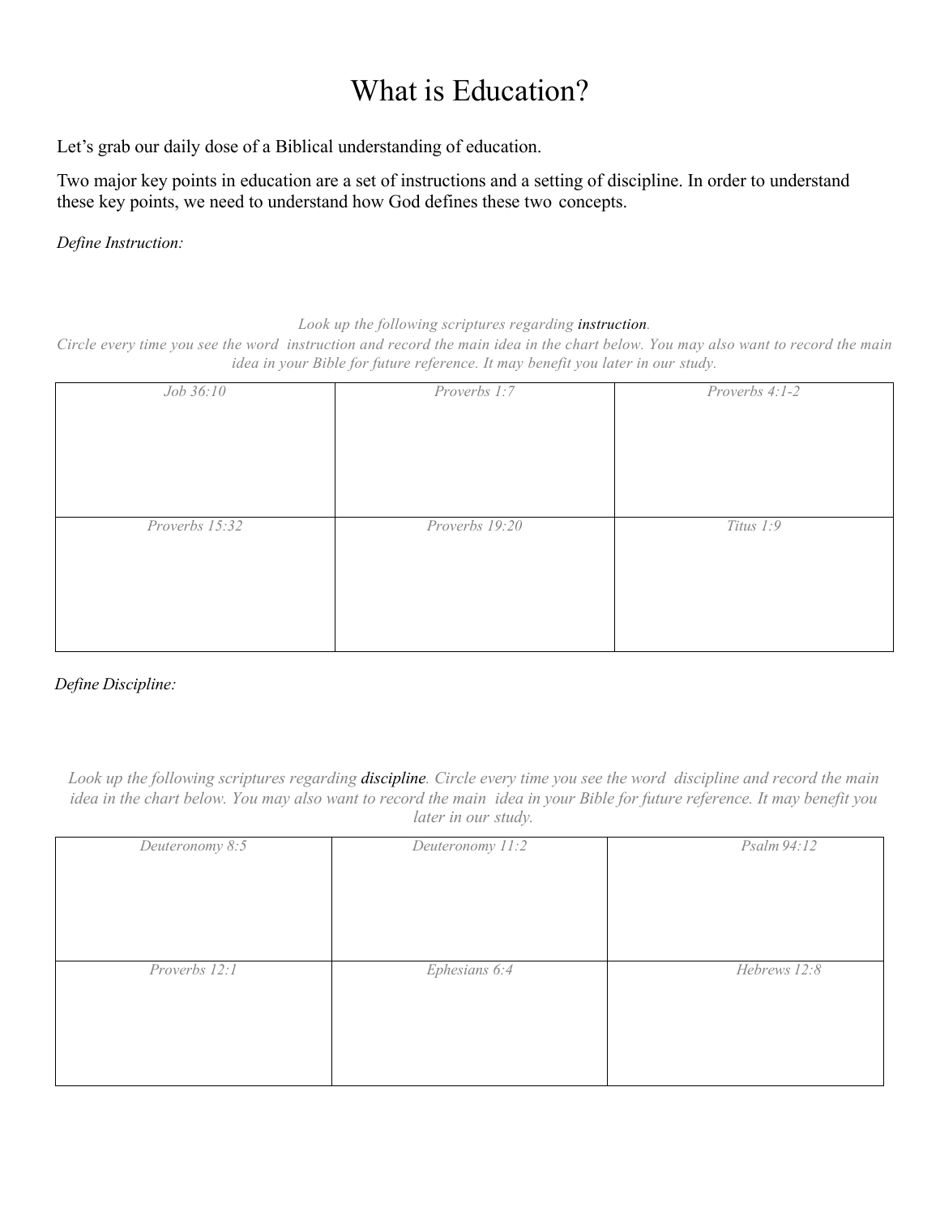# What is Education?

Let's grab our daily dose of a Biblical understanding of education.

Two major key points in education are a set of instructions and a setting of discipline. In order to understand these key points, we need to understand how God defines these two concepts.

*Define Instruction:*

*Look up the following scriptures regarding* instruction*. Circle every time you see the word instruction and record the main idea in the chart below. You may also want to record the main idea in your Bible for future reference. It may benefit you later in our study.*

| *Job 36:10* | *Proverbs 1:7* | *Proverbs 4:1-2* |
|---|---|---|
| | | |
| *Proverbs 15:32* | *Proverbs 19:20* | *Titus 1:9* |
| | | |

*Define Discipline:*

*Look up the following scriptures regarding* discipline*. Circle every time you see the word discipline and record the main idea in the chart below. You may also want to record the main idea in your Bible for future reference. It may benefit you later in our study.*

| *Deuteronomy 8:5* | *Deuteronomy 11:2* | *Psalm 94:12* |
|---|---|---|
| | | |
| *Proverbs 12:1* | *Ephesians 6:4* | *Hebrews 12:8* |
| | | |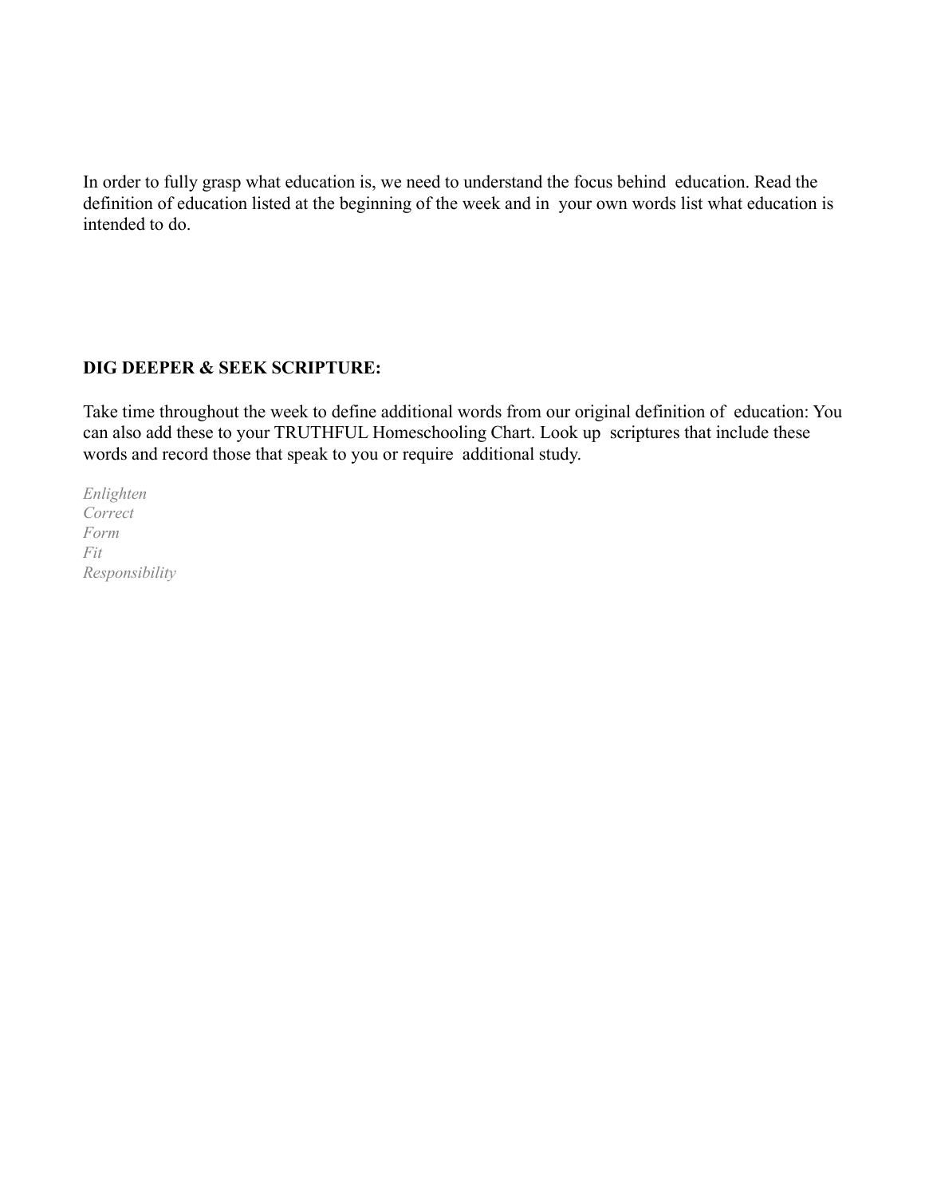In order to fully grasp what education is, we need to understand the focus behind education. Read the definition of education listed at the beginning of the week and in your own words list what education is intended to do.

**DIG DEEPER & SEEK SCRIPTURE:**

Take time throughout the week to define additional words from our original definition of education: You can also add these to your TRUTHFUL Homeschooling Chart. Look up scriptures that include these words and record those that speak to you or require additional study.

*Enlighten*
*Correct*
*Form*
*Fit*
*Responsibility*